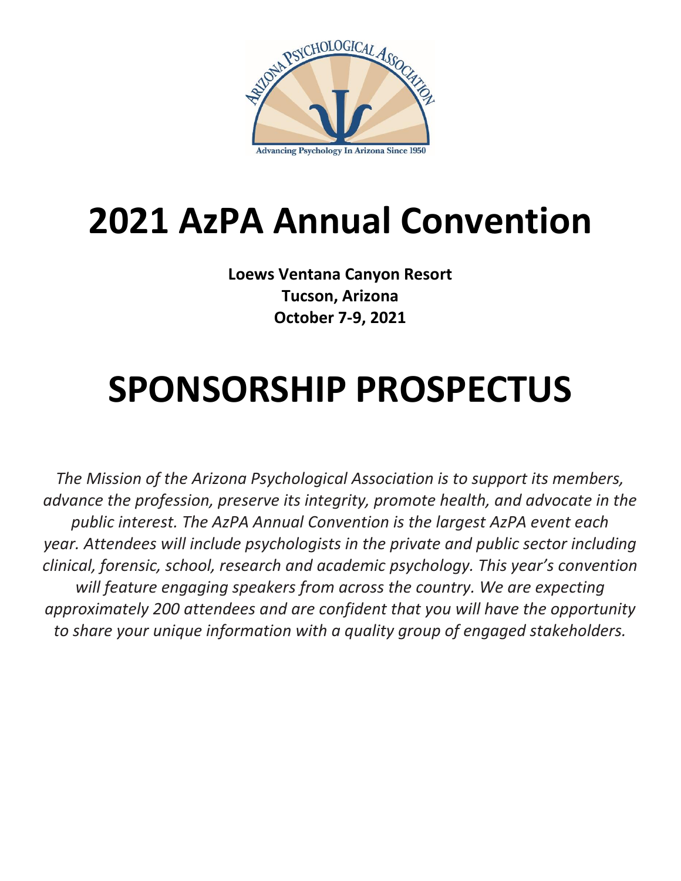# 2021 AzPA Annual Convention

**Loews Ventana Canyon Resort**
**Tucson, Arizona**
**October 7-9, 2021**

# SPONSORSHIP PROSPECTUS

*The Mission of the Arizona Psychological Association is to support its members, advance the profession, preserve its integrity, promote health, and advocate in the public interest. The AzPA Annual Convention is the largest AzPA event each year. Attendees will include psychologists in the private and public sector including clinical, forensic, school, research and academic psychology. This year's convention will feature engaging speakers from across the country. We are expecting approximately 200 attendees and are confident that you will have the opportunity to share your unique information with a quality group of engaged stakeholders.*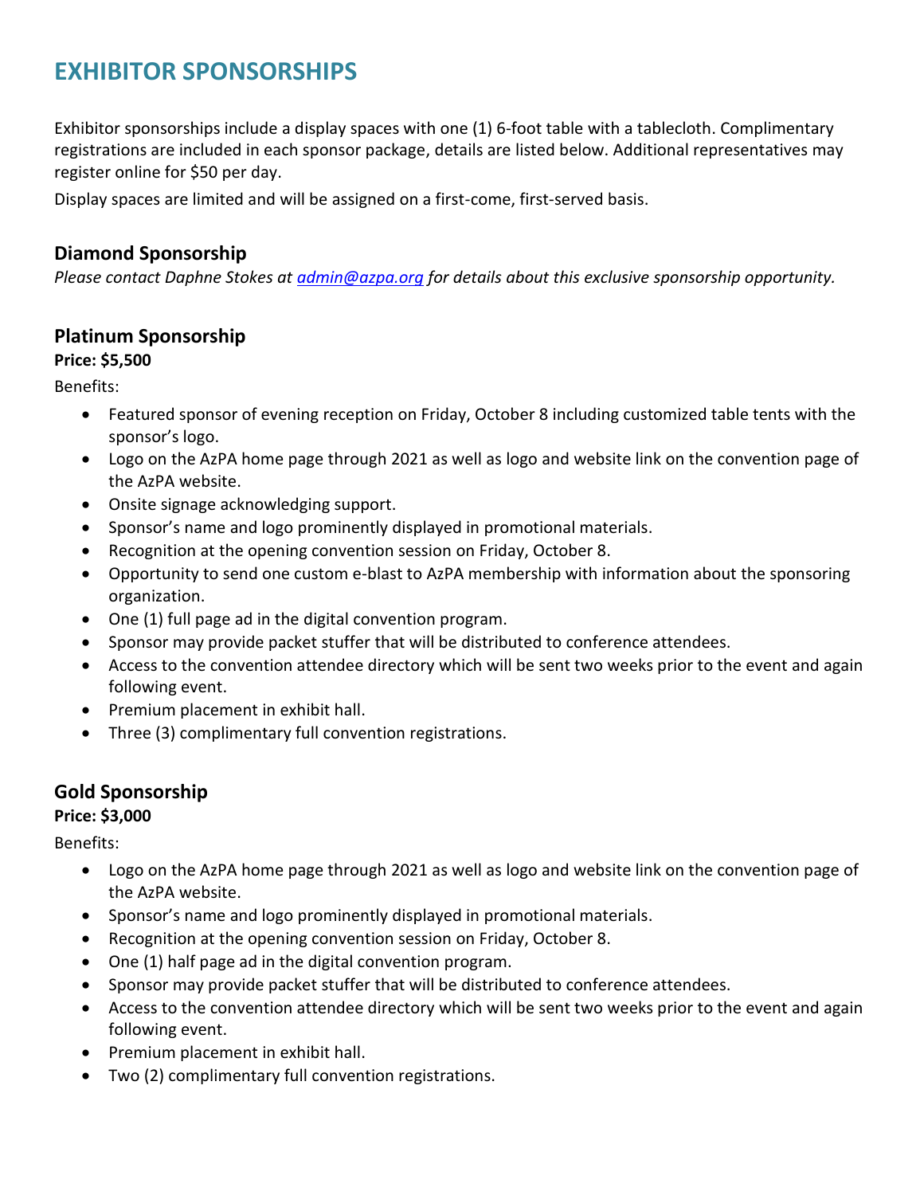# EXHIBITOR SPONSORSHIPS

Exhibitor sponsorships include a display spaces with one (1) 6-foot table with a tablecloth. Complimentary registrations are included in each sponsor package, details are listed below. Additional representatives may register online for $50 per day.

Display spaces are limited and will be assigned on a first-come, first-served basis.

## Diamond Sponsorship

*Please contact Daphne Stokes at [admin@azpa.org](mailto:admin@azpa.org) for details about this exclusive sponsorship opportunity.*

## Platinum Sponsorship

**Price: $5,500**

Benefits:

- Featured sponsor of evening reception on Friday, October 8 including customized table tents with the sponsor's logo.
- Logo on the AzPA home page through 2021 as well as logo and website link on the convention page of the AzPA website.
- Onsite signage acknowledging support.
- Sponsor's name and logo prominently displayed in promotional materials.
- Recognition at the opening convention session on Friday, October 8.
- Opportunity to send one custom e-blast to AzPA membership with information about the sponsoring organization.
- One (1) full page ad in the digital convention program.
- Sponsor may provide packet stuffer that will be distributed to conference attendees.
- Access to the convention attendee directory which will be sent two weeks prior to the event and again following event.
- Premium placement in exhibit hall.
- Three (3) complimentary full convention registrations.

## Gold Sponsorship

**Price: $3,000**

Benefits:

- Logo on the AzPA home page through 2021 as well as logo and website link on the convention page of the AzPA website.
- Sponsor's name and logo prominently displayed in promotional materials.
- Recognition at the opening convention session on Friday, October 8.
- One (1) half page ad in the digital convention program.
- Sponsor may provide packet stuffer that will be distributed to conference attendees.
- Access to the convention attendee directory which will be sent two weeks prior to the event and again following event.
- Premium placement in exhibit hall.
- Two (2) complimentary full convention registrations.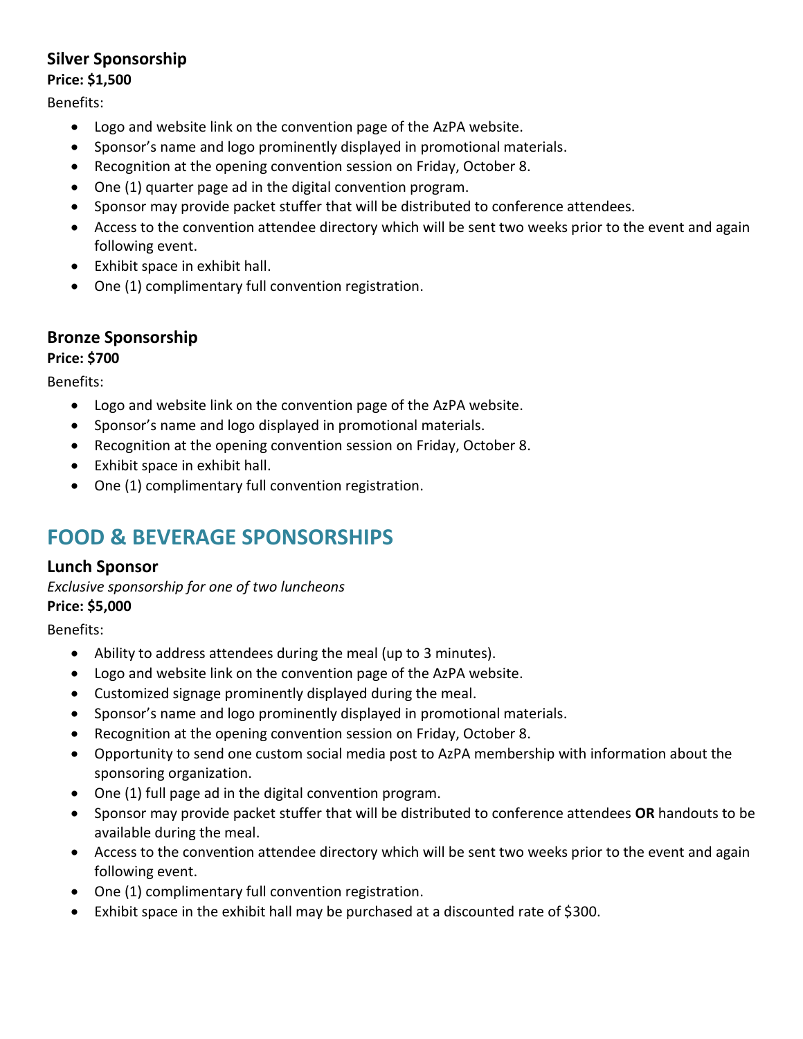### Silver Sponsorship

**Price: $1,500**

Benefits:

- Logo and website link on the convention page of the AzPA website.
- Sponsor's name and logo prominently displayed in promotional materials.
- Recognition at the opening convention session on Friday, October 8.
- One (1) quarter page ad in the digital convention program.
- Sponsor may provide packet stuffer that will be distributed to conference attendees.
- Access to the convention attendee directory which will be sent two weeks prior to the event and again following event.
- Exhibit space in exhibit hall.
- One (1) complimentary full convention registration.

### Bronze Sponsorship

**Price: $700**

Benefits:

- Logo and website link on the convention page of the AzPA website.
- Sponsor's name and logo displayed in promotional materials.
- Recognition at the opening convention session on Friday, October 8.
- Exhibit space in exhibit hall.
- One (1) complimentary full convention registration.

## FOOD & BEVERAGE SPONSORSHIPS

### Lunch Sponsor

*Exclusive sponsorship for one of two luncheons*

**Price: $5,000**

Benefits:

- Ability to address attendees during the meal (up to 3 minutes).
- Logo and website link on the convention page of the AzPA website.
- Customized signage prominently displayed during the meal.
- Sponsor's name and logo prominently displayed in promotional materials.
- Recognition at the opening convention session on Friday, October 8.
- Opportunity to send one custom social media post to AzPA membership with information about the sponsoring organization.
- One (1) full page ad in the digital convention program.
- Sponsor may provide packet stuffer that will be distributed to conference attendees **OR** handouts to be available during the meal.
- Access to the convention attendee directory which will be sent two weeks prior to the event and again following event.
- One (1) complimentary full convention registration.
- Exhibit space in the exhibit hall may be purchased at a discounted rate of $300.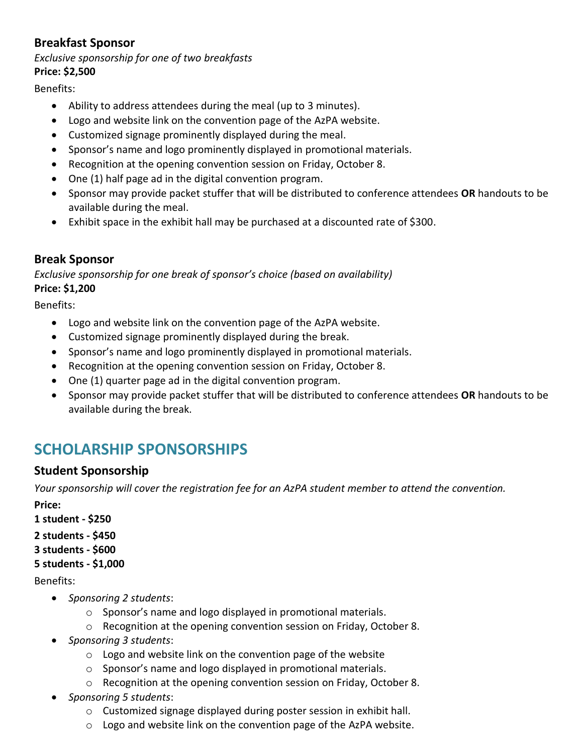### Breakfast Sponsor

*Exclusive sponsorship for one of two breakfasts*

**Price: $2,500**

Benefits:

- Ability to address attendees during the meal (up to 3 minutes).
- Logo and website link on the convention page of the AzPA website.
- Customized signage prominently displayed during the meal.
- Sponsor's name and logo prominently displayed in promotional materials.
- Recognition at the opening convention session on Friday, October 8.
- One (1) half page ad in the digital convention program.
- Sponsor may provide packet stuffer that will be distributed to conference attendees **OR** handouts to be available during the meal.
- Exhibit space in the exhibit hall may be purchased at a discounted rate of $300.

### Break Sponsor

*Exclusive sponsorship for one break of sponsor's choice (based on availability)*

**Price: $1,200**

Benefits:

- Logo and website link on the convention page of the AzPA website.
- Customized signage prominently displayed during the break.
- Sponsor's name and logo prominently displayed in promotional materials.
- Recognition at the opening convention session on Friday, October 8.
- One (1) quarter page ad in the digital convention program.
- Sponsor may provide packet stuffer that will be distributed to conference attendees **OR** handouts to be available during the break.

## SCHOLARSHIP SPONSORSHIPS

### Student Sponsorship

*Your sponsorship will cover the registration fee for an AzPA student member to attend the convention.*

**Price:**

**1 student - $250**

**2 students - $450**

**3 students - $600**

**5 students - $1,000**

Benefits:

- *Sponsoring 2 students*:
  - Sponsor's name and logo displayed in promotional materials.
  - Recognition at the opening convention session on Friday, October 8.
- *Sponsoring 3 students*:
  - Logo and website link on the convention page of the website
  - Sponsor's name and logo displayed in promotional materials.
  - Recognition at the opening convention session on Friday, October 8.
- *Sponsoring 5 students*:
  - Customized signage displayed during poster session in exhibit hall.
  - Logo and website link on the convention page of the AzPA website.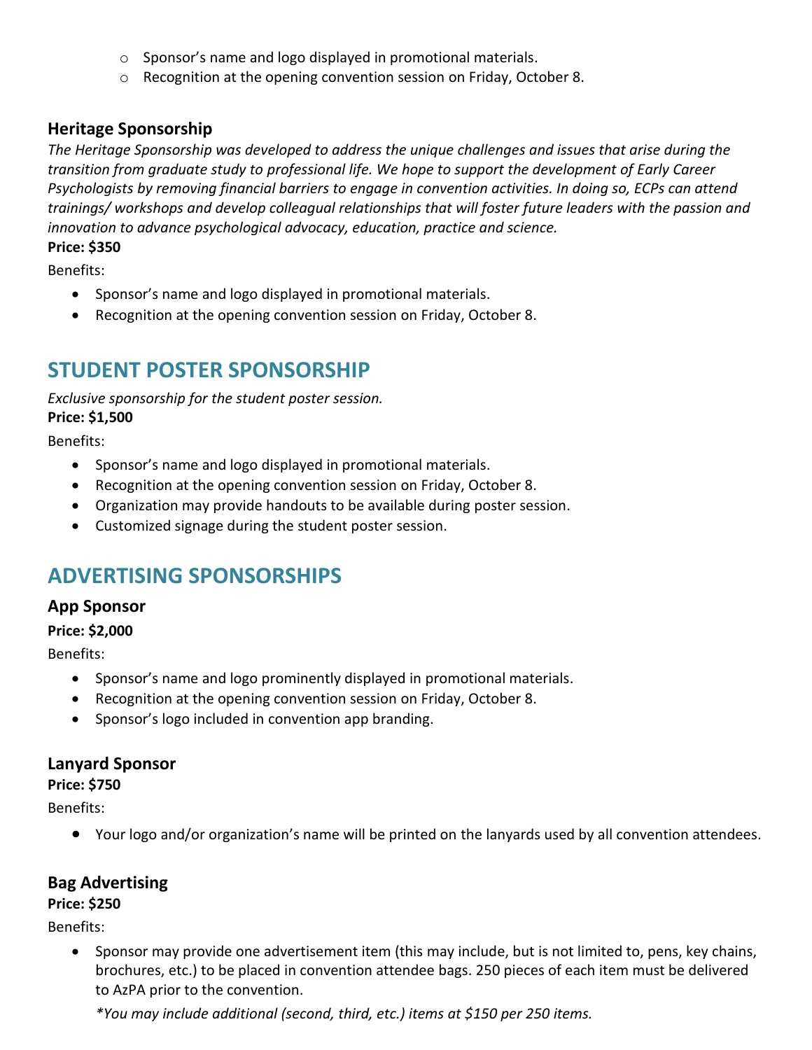- Sponsor's name and logo displayed in promotional materials.
  - Recognition at the opening convention session on Friday, October 8.

### Heritage Sponsorship

*The Heritage Sponsorship was developed to address the unique challenges and issues that arise during the transition from graduate study to professional life. We hope to support the development of Early Career Psychologists by removing financial barriers to engage in convention activities. In doing so, ECPs can attend trainings/ workshops and develop colleagual relationships that will foster future leaders with the passion and innovation to advance psychological advocacy, education, practice and science.*

**Price: $350**

Benefits:

- Sponsor's name and logo displayed in promotional materials.
- Recognition at the opening convention session on Friday, October 8.

## STUDENT POSTER SPONSORSHIP

*Exclusive sponsorship for the student poster session.*

**Price: $1,500**

Benefits:

- Sponsor's name and logo displayed in promotional materials.
- Recognition at the opening convention session on Friday, October 8.
- Organization may provide handouts to be available during poster session.
- Customized signage during the student poster session.

## ADVERTISING SPONSORSHIPS

### App Sponsor

**Price: $2,000**

Benefits:

- Sponsor's name and logo prominently displayed in promotional materials.
- Recognition at the opening convention session on Friday, October 8.
- Sponsor's logo included in convention app branding.

### Lanyard Sponsor

**Price: $750**

Benefits:

- Your logo and/or organization's name will be printed on the lanyards used by all convention attendees.

### Bag Advertising

**Price: $250**

Benefits:

- Sponsor may provide one advertisement item (this may include, but is not limited to, pens, key chains, brochures, etc.) to be placed in convention attendee bags. 250 pieces of each item must be delivered to AzPA prior to the convention.

  *\*You may include additional (second, third, etc.) items at $150 per 250 items.*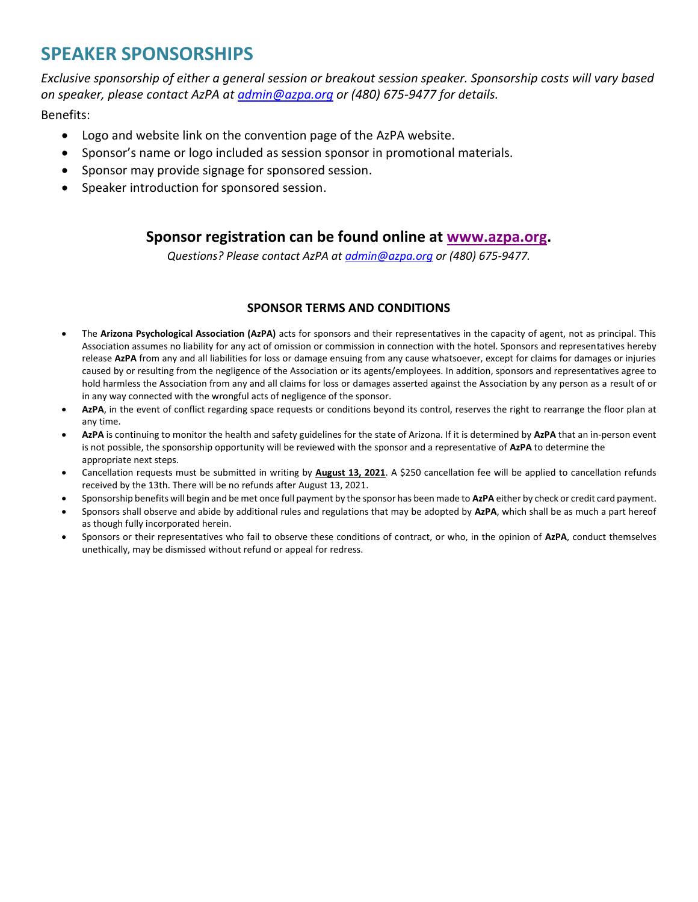## SPEAKER SPONSORSHIPS

*Exclusive sponsorship of either a general session or breakout session speaker. Sponsorship costs will vary based on speaker, please contact AzPA at admin@azpa.org or (480) 675-9477 for details.*

Benefits:

- Logo and website link on the convention page of the AzPA website.
- Sponsor's name or logo included as session sponsor in promotional materials.
- Sponsor may provide signage for sponsored session.
- Speaker introduction for sponsored session.

### Sponsor registration can be found online at www.azpa.org.

*Questions? Please contact AzPA at admin@azpa.org or (480) 675-9477.*

### SPONSOR TERMS AND CONDITIONS

- The **Arizona Psychological Association (AzPA)** acts for sponsors and their representatives in the capacity of agent, not as principal. This Association assumes no liability for any act of omission or commission in connection with the hotel. Sponsors and representatives hereby release **AzPA** from any and all liabilities for loss or damage ensuing from any cause whatsoever, except for claims for damages or injuries caused by or resulting from the negligence of the Association or its agents/employees. In addition, sponsors and representatives agree to hold harmless the Association from any and all claims for loss or damages asserted against the Association by any person as a result of or in any way connected with the wrongful acts of negligence of the sponsor.
- **AzPA**, in the event of conflict regarding space requests or conditions beyond its control, reserves the right to rearrange the floor plan at any time.
- **AzPA** is continuing to monitor the health and safety guidelines for the state of Arizona. If it is determined by **AzPA** that an in-person event is not possible, the sponsorship opportunity will be reviewed with the sponsor and a representative of **AzPA** to determine the appropriate next steps.
- Cancellation requests must be submitted in writing by **August 13, 2021**. A $250 cancellation fee will be applied to cancellation refunds received by the 13th. There will be no refunds after August 13, 2021.
- Sponsorship benefits will begin and be met once full payment by the sponsor has been made to **AzPA** either by check or credit card payment.
- Sponsors shall observe and abide by additional rules and regulations that may be adopted by **AzPA**, which shall be as much a part hereof as though fully incorporated herein.
- Sponsors or their representatives who fail to observe these conditions of contract, or who, in the opinion of **AzPA**, conduct themselves unethically, may be dismissed without refund or appeal for redress.